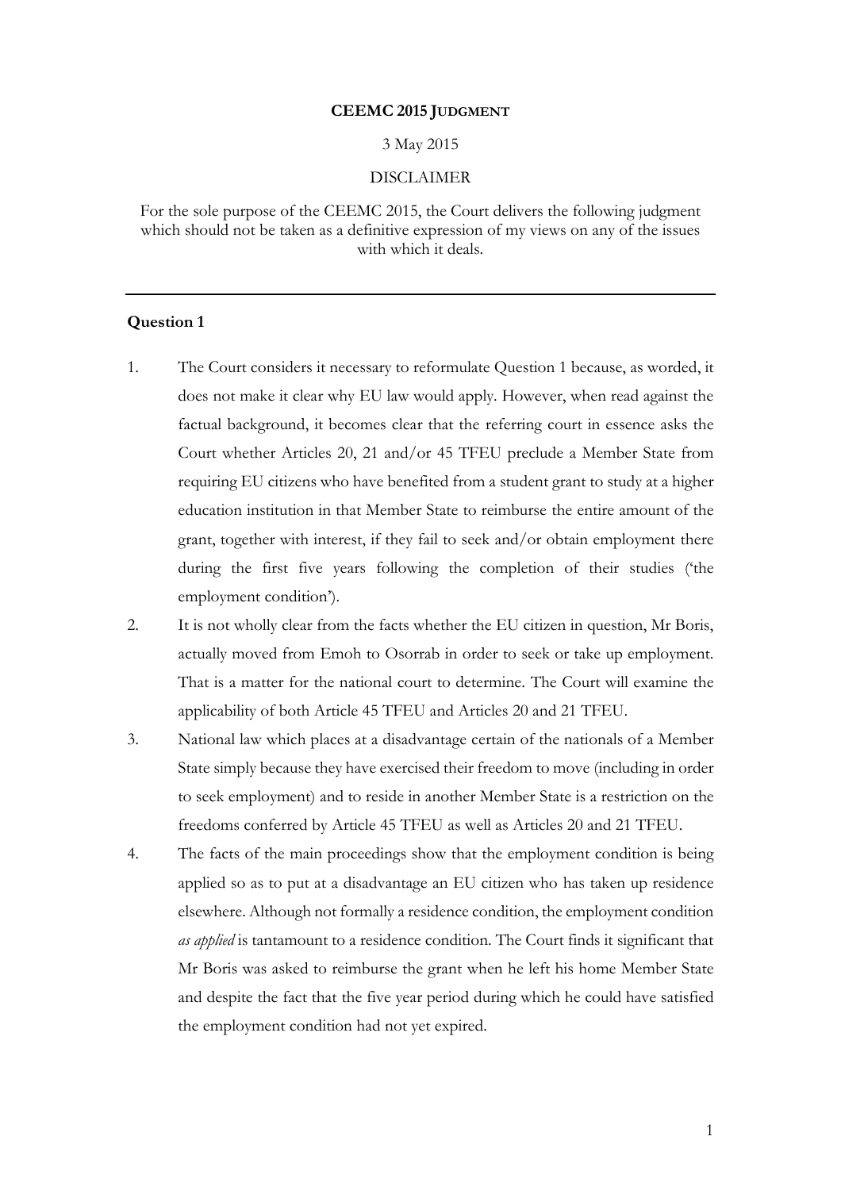**CEEMC 2015 JUDGMENT**

3 May 2015

DISCLAIMER

For the sole purpose of the CEEMC 2015, the Court delivers the following judgment which should not be taken as a definitive expression of my views on any of the issues with which it deals.

---

## Question 1

1. The Court considers it necessary to reformulate Question 1 because, as worded, it does not make it clear why EU law would apply. However, when read against the factual background, it becomes clear that the referring court in essence asks the Court whether Articles 20, 21 and/or 45 TFEU preclude a Member State from requiring EU citizens who have benefited from a student grant to study at a higher education institution in that Member State to reimburse the entire amount of the grant, together with interest, if they fail to seek and/or obtain employment there during the first five years following the completion of their studies ('the employment condition').
2. It is not wholly clear from the facts whether the EU citizen in question, Mr Boris, actually moved from Emoh to Osorrab in order to seek or take up employment. That is a matter for the national court to determine. The Court will examine the applicability of both Article 45 TFEU and Articles 20 and 21 TFEU.
3. National law which places at a disadvantage certain of the nationals of a Member State simply because they have exercised their freedom to move (including in order to seek employment) and to reside in another Member State is a restriction on the freedoms conferred by Article 45 TFEU as well as Articles 20 and 21 TFEU.
4. The facts of the main proceedings show that the employment condition is being applied so as to put at a disadvantage an EU citizen who has taken up residence elsewhere. Although not formally a residence condition, the employment condition *as applied* is tantamount to a residence condition. The Court finds it significant that Mr Boris was asked to reimburse the grant when he left his home Member State and despite the fact that the five year period during which he could have satisfied the employment condition had not yet expired.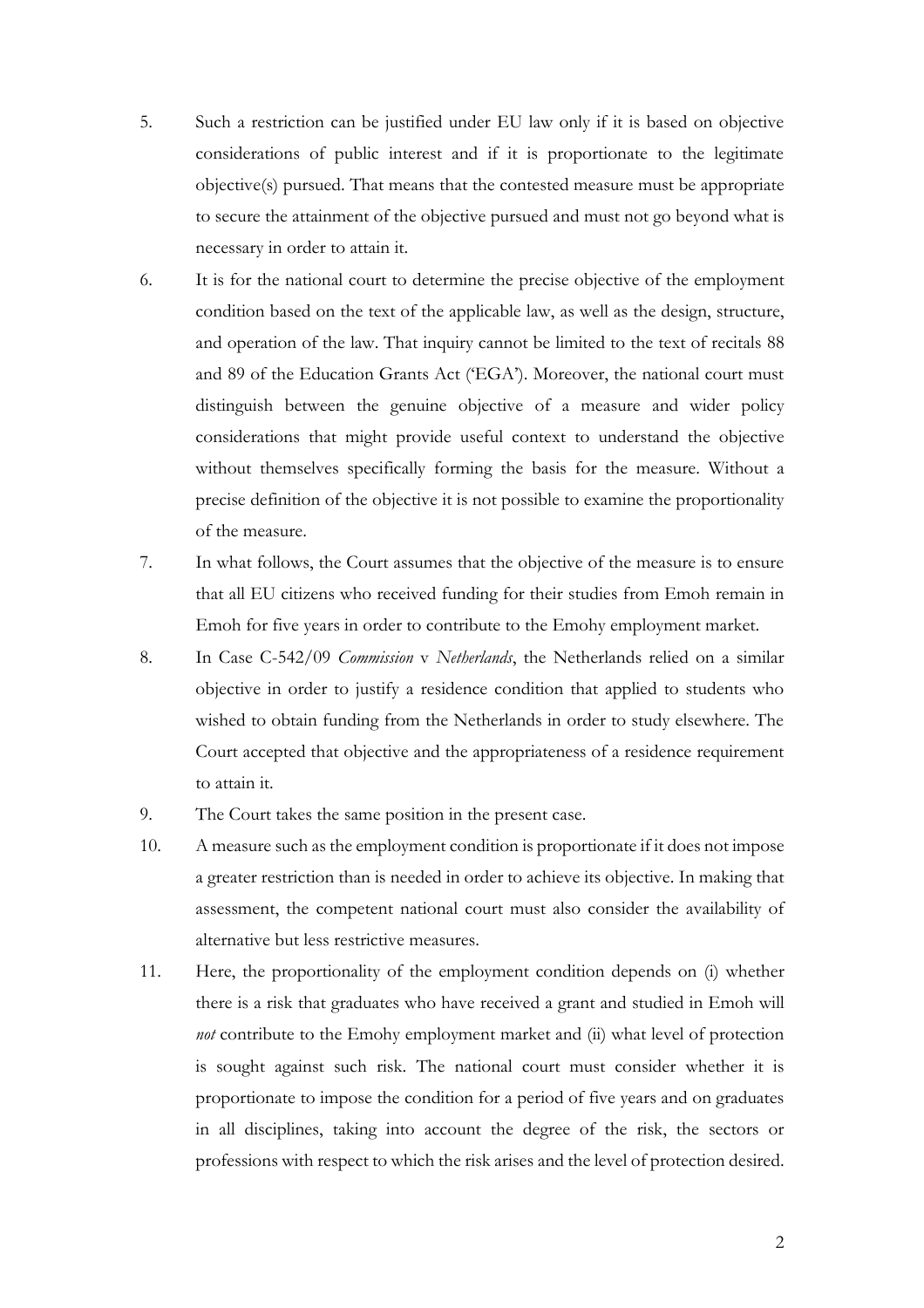5. Such a restriction can be justified under EU law only if it is based on objective considerations of public interest and if it is proportionate to the legitimate objective(s) pursued. That means that the contested measure must be appropriate to secure the attainment of the objective pursued and must not go beyond what is necessary in order to attain it.

6. It is for the national court to determine the precise objective of the employment condition based on the text of the applicable law, as well as the design, structure, and operation of the law. That inquiry cannot be limited to the text of recitals 88 and 89 of the Education Grants Act ('EGA'). Moreover, the national court must distinguish between the genuine objective of a measure and wider policy considerations that might provide useful context to understand the objective without themselves specifically forming the basis for the measure. Without a precise definition of the objective it is not possible to examine the proportionality of the measure.

7. In what follows, the Court assumes that the objective of the measure is to ensure that all EU citizens who received funding for their studies from Emoh remain in Emoh for five years in order to contribute to the Emohy employment market.

8. In Case C-542/09 *Commission* v *Netherlands*, the Netherlands relied on a similar objective in order to justify a residence condition that applied to students who wished to obtain funding from the Netherlands in order to study elsewhere. The Court accepted that objective and the appropriateness of a residence requirement to attain it.

9. The Court takes the same position in the present case.

10. A measure such as the employment condition is proportionate if it does not impose a greater restriction than is needed in order to achieve its objective. In making that assessment, the competent national court must also consider the availability of alternative but less restrictive measures.

11. Here, the proportionality of the employment condition depends on (i) whether there is a risk that graduates who have received a grant and studied in Emoh will *not* contribute to the Emohy employment market and (ii) what level of protection is sought against such risk. The national court must consider whether it is proportionate to impose the condition for a period of five years and on graduates in all disciplines, taking into account the degree of the risk, the sectors or professions with respect to which the risk arises and the level of protection desired.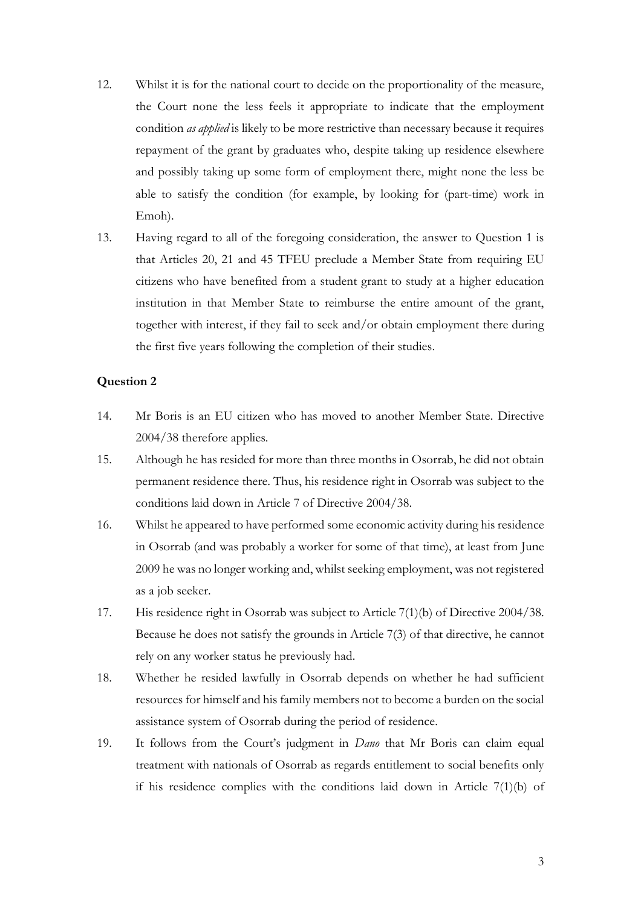12. Whilst it is for the national court to decide on the proportionality of the measure, the Court none the less feels it appropriate to indicate that the employment condition *as applied* is likely to be more restrictive than necessary because it requires repayment of the grant by graduates who, despite taking up residence elsewhere and possibly taking up some form of employment there, might none the less be able to satisfy the condition (for example, by looking for (part-time) work in Emoh).

13. Having regard to all of the foregoing consideration, the answer to Question 1 is that Articles 20, 21 and 45 TFEU preclude a Member State from requiring EU citizens who have benefited from a student grant to study at a higher education institution in that Member State to reimburse the entire amount of the grant, together with interest, if they fail to seek and/or obtain employment there during the first five years following the completion of their studies.

**Question 2**

14. Mr Boris is an EU citizen who has moved to another Member State. Directive 2004/38 therefore applies.

15. Although he has resided for more than three months in Osorrab, he did not obtain permanent residence there. Thus, his residence right in Osorrab was subject to the conditions laid down in Article 7 of Directive 2004/38.

16. Whilst he appeared to have performed some economic activity during his residence in Osorrab (and was probably a worker for some of that time), at least from June 2009 he was no longer working and, whilst seeking employment, was not registered as a job seeker.

17. His residence right in Osorrab was subject to Article 7(1)(b) of Directive 2004/38. Because he does not satisfy the grounds in Article 7(3) of that directive, he cannot rely on any worker status he previously had.

18. Whether he resided lawfully in Osorrab depends on whether he had sufficient resources for himself and his family members not to become a burden on the social assistance system of Osorrab during the period of residence.

19. It follows from the Court's judgment in *Dano* that Mr Boris can claim equal treatment with nationals of Osorrab as regards entitlement to social benefits only if his residence complies with the conditions laid down in Article 7(1)(b) of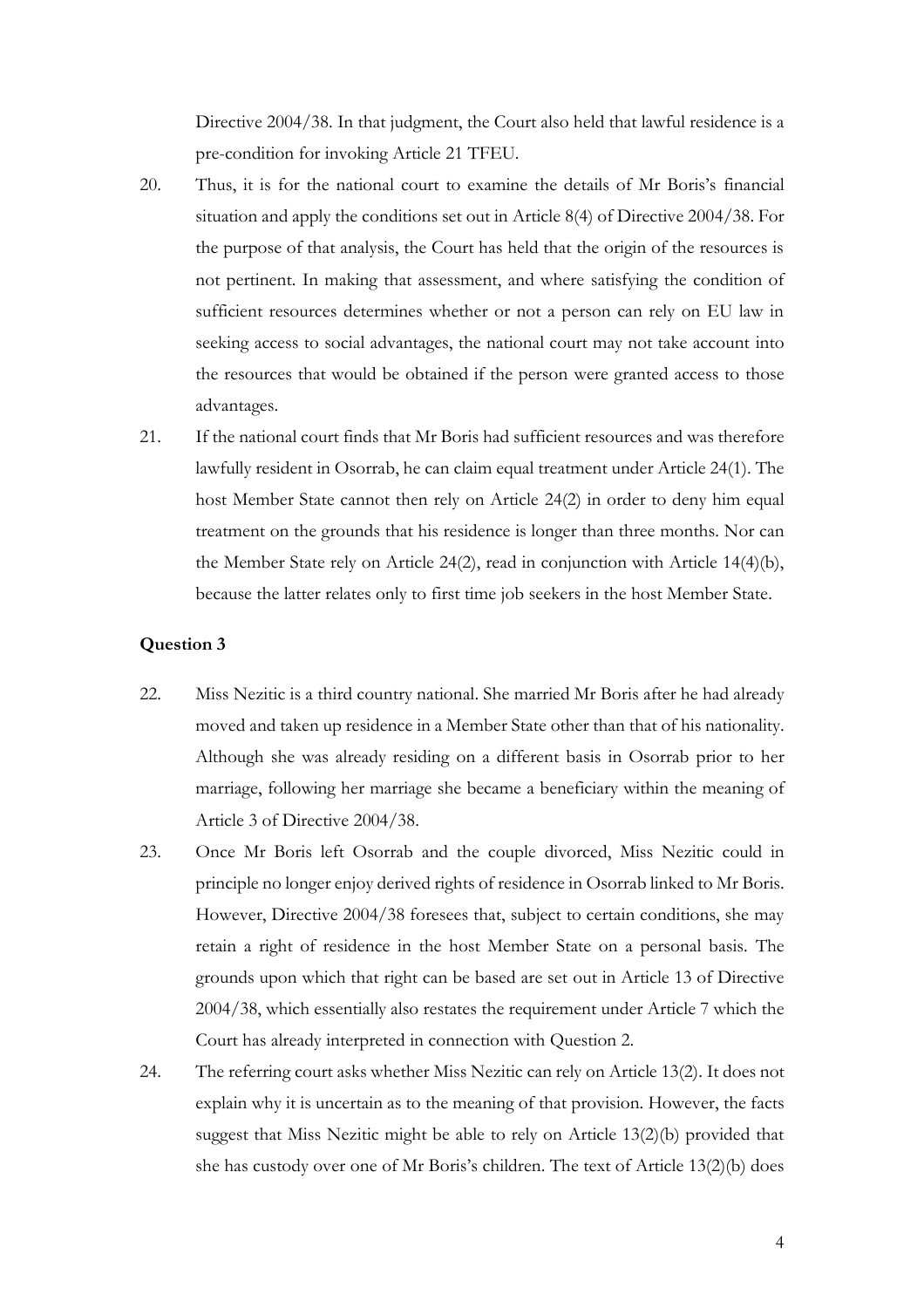Directive 2004/38. In that judgment, the Court also held that lawful residence is a pre-condition for invoking Article 21 TFEU.

20. Thus, it is for the national court to examine the details of Mr Boris's financial situation and apply the conditions set out in Article 8(4) of Directive 2004/38. For the purpose of that analysis, the Court has held that the origin of the resources is not pertinent. In making that assessment, and where satisfying the condition of sufficient resources determines whether or not a person can rely on EU law in seeking access to social advantages, the national court may not take account into the resources that would be obtained if the person were granted access to those advantages.

21. If the national court finds that Mr Boris had sufficient resources and was therefore lawfully resident in Osorrab, he can claim equal treatment under Article 24(1). The host Member State cannot then rely on Article 24(2) in order to deny him equal treatment on the grounds that his residence is longer than three months. Nor can the Member State rely on Article 24(2), read in conjunction with Article 14(4)(b), because the latter relates only to first time job seekers in the host Member State.

### Question 3

22. Miss Nezitic is a third country national. She married Mr Boris after he had already moved and taken up residence in a Member State other than that of his nationality. Although she was already residing on a different basis in Osorrab prior to her marriage, following her marriage she became a beneficiary within the meaning of Article 3 of Directive 2004/38.

23. Once Mr Boris left Osorrab and the couple divorced, Miss Nezitic could in principle no longer enjoy derived rights of residence in Osorrab linked to Mr Boris. However, Directive 2004/38 foresees that, subject to certain conditions, she may retain a right of residence in the host Member State on a personal basis. The grounds upon which that right can be based are set out in Article 13 of Directive 2004/38, which essentially also restates the requirement under Article 7 which the Court has already interpreted in connection with Question 2.

24. The referring court asks whether Miss Nezitic can rely on Article 13(2). It does not explain why it is uncertain as to the meaning of that provision. However, the facts suggest that Miss Nezitic might be able to rely on Article 13(2)(b) provided that she has custody over one of Mr Boris's children. The text of Article 13(2)(b) does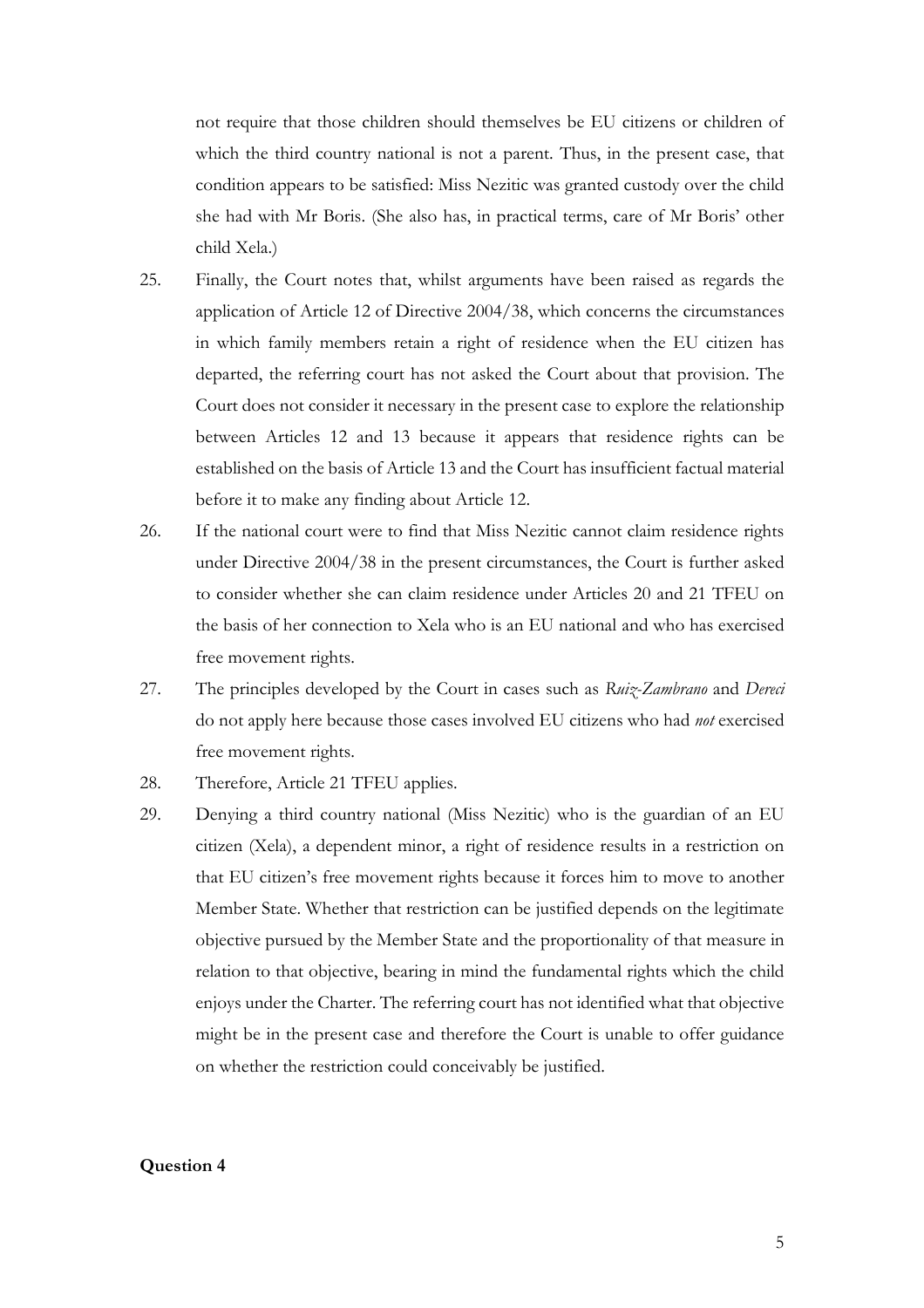not require that those children should themselves be EU citizens or children of which the third country national is not a parent. Thus, in the present case, that condition appears to be satisfied: Miss Nezitic was granted custody over the child she had with Mr Boris. (She also has, in practical terms, care of Mr Boris' other child Xela.)

25. Finally, the Court notes that, whilst arguments have been raised as regards the application of Article 12 of Directive 2004/38, which concerns the circumstances in which family members retain a right of residence when the EU citizen has departed, the referring court has not asked the Court about that provision. The Court does not consider it necessary in the present case to explore the relationship between Articles 12 and 13 because it appears that residence rights can be established on the basis of Article 13 and the Court has insufficient factual material before it to make any finding about Article 12.

26. If the national court were to find that Miss Nezitic cannot claim residence rights under Directive 2004/38 in the present circumstances, the Court is further asked to consider whether she can claim residence under Articles 20 and 21 TFEU on the basis of her connection to Xela who is an EU national and who has exercised free movement rights.

27. The principles developed by the Court in cases such as *Ruiz-Zambrano* and *Dereci* do not apply here because those cases involved EU citizens who had *not* exercised free movement rights.

28. Therefore, Article 21 TFEU applies.

29. Denying a third country national (Miss Nezitic) who is the guardian of an EU citizen (Xela), a dependent minor, a right of residence results in a restriction on that EU citizen's free movement rights because it forces him to move to another Member State. Whether that restriction can be justified depends on the legitimate objective pursued by the Member State and the proportionality of that measure in relation to that objective, bearing in mind the fundamental rights which the child enjoys under the Charter. The referring court has not identified what that objective might be in the present case and therefore the Court is unable to offer guidance on whether the restriction could conceivably be justified.

**Question 4**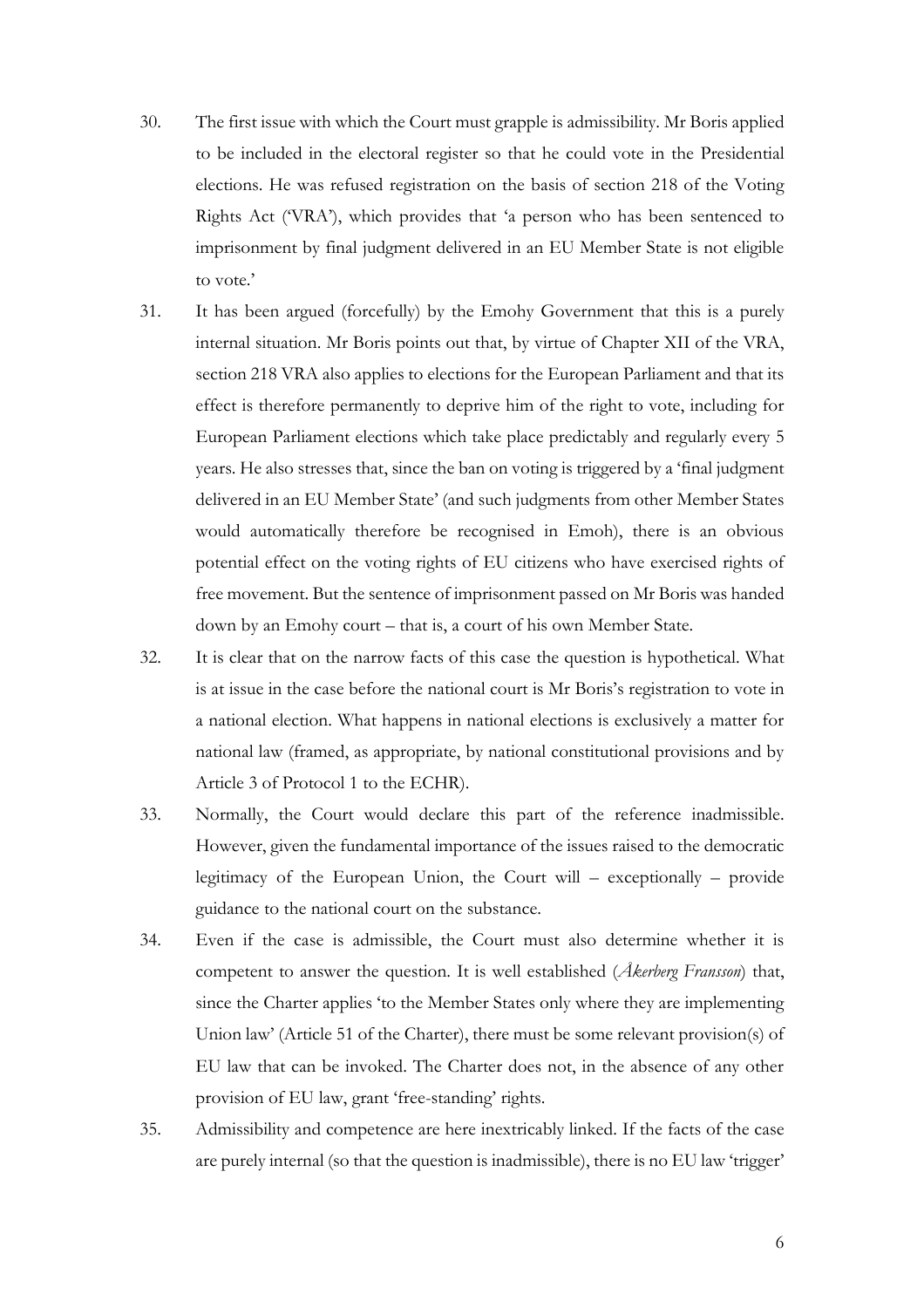30. The first issue with which the Court must grapple is admissibility. Mr Boris applied to be included in the electoral register so that he could vote in the Presidential elections. He was refused registration on the basis of section 218 of the Voting Rights Act ('VRA'), which provides that 'a person who has been sentenced to imprisonment by final judgment delivered in an EU Member State is not eligible to vote.'

31. It has been argued (forcefully) by the Emohy Government that this is a purely internal situation. Mr Boris points out that, by virtue of Chapter XII of the VRA, section 218 VRA also applies to elections for the European Parliament and that its effect is therefore permanently to deprive him of the right to vote, including for European Parliament elections which take place predictably and regularly every 5 years. He also stresses that, since the ban on voting is triggered by a 'final judgment delivered in an EU Member State' (and such judgments from other Member States would automatically therefore be recognised in Emoh), there is an obvious potential effect on the voting rights of EU citizens who have exercised rights of free movement. But the sentence of imprisonment passed on Mr Boris was handed down by an Emohy court – that is, a court of his own Member State.

32. It is clear that on the narrow facts of this case the question is hypothetical. What is at issue in the case before the national court is Mr Boris's registration to vote in a national election. What happens in national elections is exclusively a matter for national law (framed, as appropriate, by national constitutional provisions and by Article 3 of Protocol 1 to the ECHR).

33. Normally, the Court would declare this part of the reference inadmissible. However, given the fundamental importance of the issues raised to the democratic legitimacy of the European Union, the Court will – exceptionally – provide guidance to the national court on the substance.

34. Even if the case is admissible, the Court must also determine whether it is competent to answer the question. It is well established (*Åkerberg Fransson*) that, since the Charter applies 'to the Member States only where they are implementing Union law' (Article 51 of the Charter), there must be some relevant provision(s) of EU law that can be invoked. The Charter does not, in the absence of any other provision of EU law, grant 'free-standing' rights.

35. Admissibility and competence are here inextricably linked. If the facts of the case are purely internal (so that the question is inadmissible), there is no EU law 'trigger'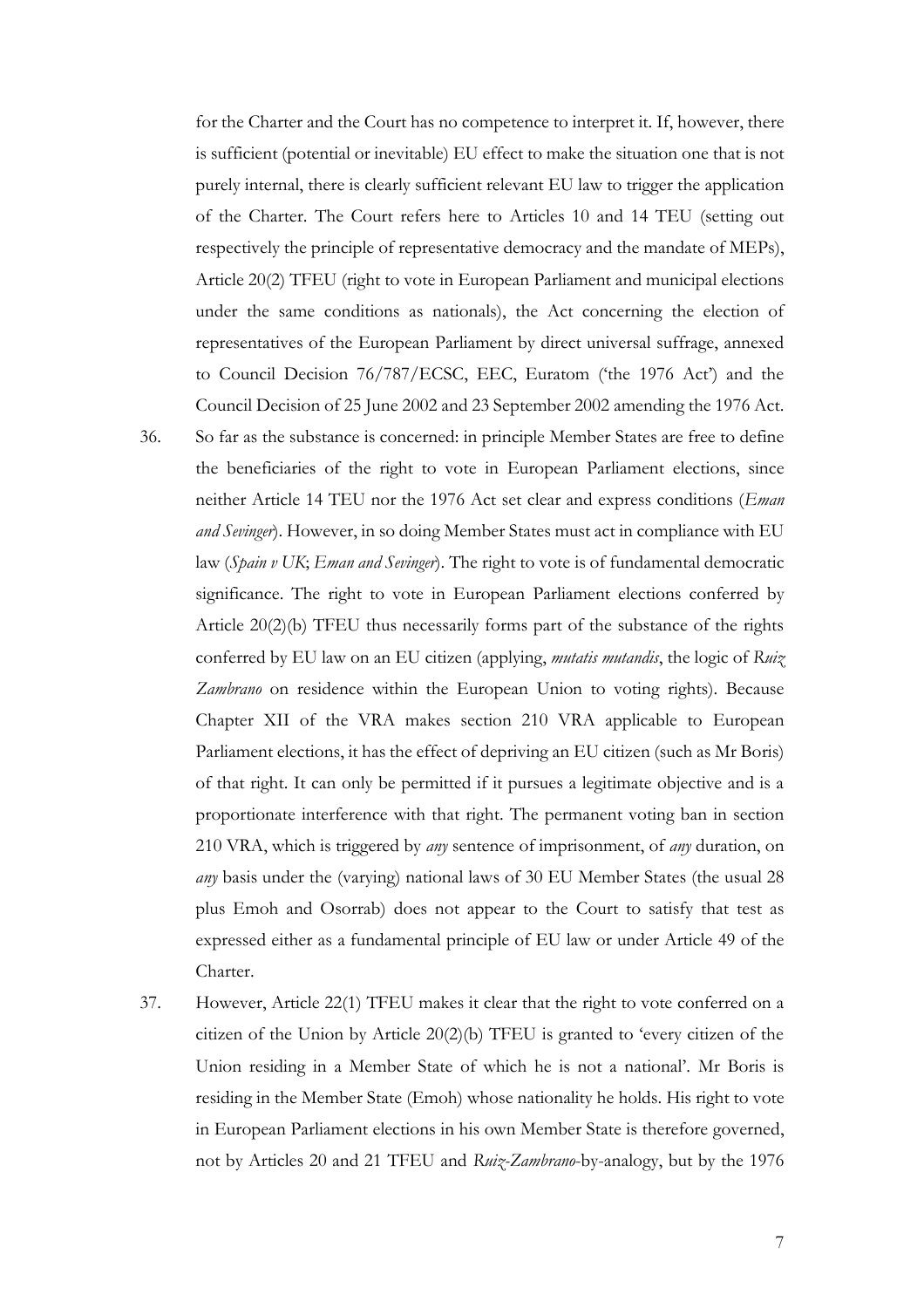for the Charter and the Court has no competence to interpret it. If, however, there is sufficient (potential or inevitable) EU effect to make the situation one that is not purely internal, there is clearly sufficient relevant EU law to trigger the application of the Charter. The Court refers here to Articles 10 and 14 TEU (setting out respectively the principle of representative democracy and the mandate of MEPs), Article 20(2) TFEU (right to vote in European Parliament and municipal elections under the same conditions as nationals), the Act concerning the election of representatives of the European Parliament by direct universal suffrage, annexed to Council Decision 76/787/ECSC, EEC, Euratom ('the 1976 Act') and the Council Decision of 25 June 2002 and 23 September 2002 amending the 1976 Act.

36. So far as the substance is concerned: in principle Member States are free to define the beneficiaries of the right to vote in European Parliament elections, since neither Article 14 TEU nor the 1976 Act set clear and express conditions (*Eman and Sevinger*). However, in so doing Member States must act in compliance with EU law (*Spain v UK*; *Eman and Sevinger*). The right to vote is of fundamental democratic significance. The right to vote in European Parliament elections conferred by Article 20(2)(b) TFEU thus necessarily forms part of the substance of the rights conferred by EU law on an EU citizen (applying, *mutatis mutandis*, the logic of *Ruiz Zambrano* on residence within the European Union to voting rights). Because Chapter XII of the VRA makes section 210 VRA applicable to European Parliament elections, it has the effect of depriving an EU citizen (such as Mr Boris) of that right. It can only be permitted if it pursues a legitimate objective and is a proportionate interference with that right. The permanent voting ban in section 210 VRA, which is triggered by *any* sentence of imprisonment, of *any* duration, on *any* basis under the (varying) national laws of 30 EU Member States (the usual 28 plus Emoh and Osorrab) does not appear to the Court to satisfy that test as expressed either as a fundamental principle of EU law or under Article 49 of the Charter.

37. However, Article 22(1) TFEU makes it clear that the right to vote conferred on a citizen of the Union by Article 20(2)(b) TFEU is granted to 'every citizen of the Union residing in a Member State of which he is not a national'. Mr Boris is residing in the Member State (Emoh) whose nationality he holds. His right to vote in European Parliament elections in his own Member State is therefore governed, not by Articles 20 and 21 TFEU and *Ruiz-Zambrano*-by-analogy, but by the 1976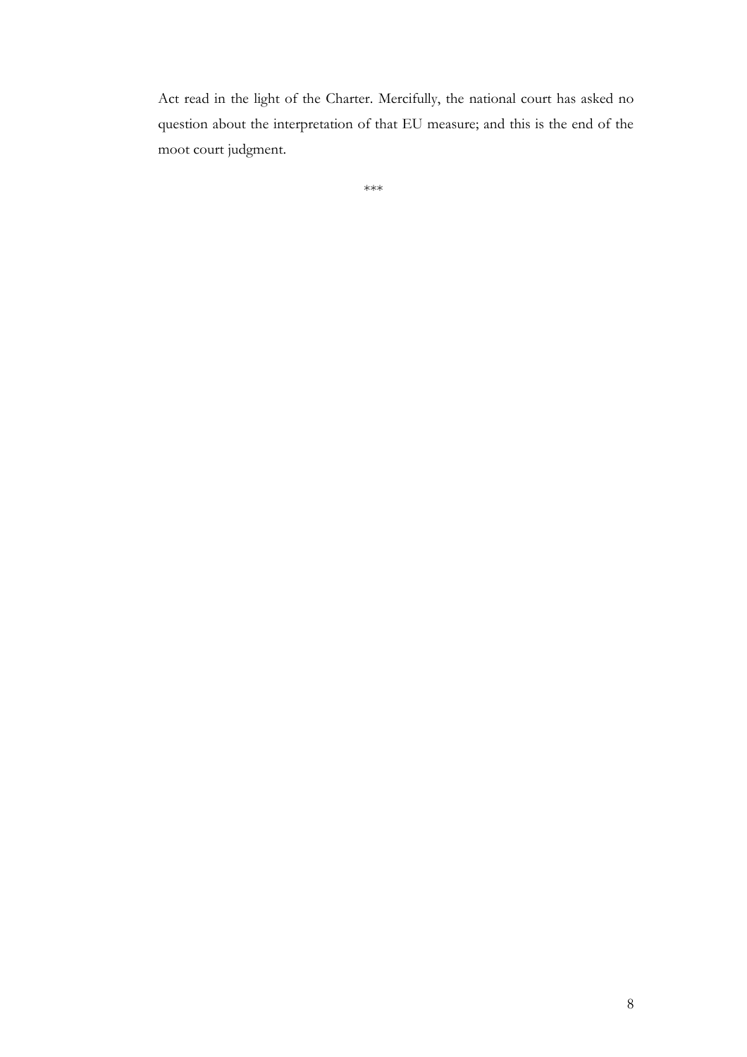Act read in the light of the Charter. Mercifully, the national court has asked no question about the interpretation of that EU measure; and this is the end of the moot court judgment.

***